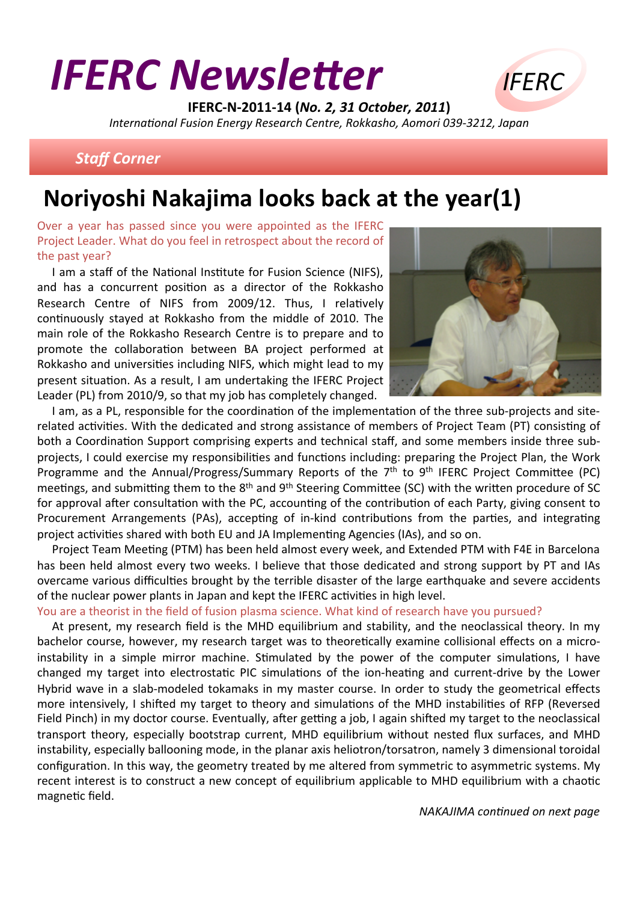# IFERC Newsletter

**IFERC-N-2011-14 (*No. 2, 31 October, 2011*)**

*International Fusion Energy Research Centre, Rokkasho, Aomori 039-3212, Japan*

***Staff Corner***

## Noriyoshi Nakajima looks back at the year(1)

Over a year has passed since you were appointed as the IFERC Project Leader. What do you feel in retrospect about the record of the past year?

I am a staff of the National Institute for Fusion Science (NIFS), and has a concurrent position as a director of the Rokkasho Research Centre of NIFS from 2009/12. Thus, I relatively continuously stayed at Rokkasho from the middle of 2010. The main role of the Rokkasho Research Centre is to prepare and to promote the collaboration between BA project performed at Rokkasho and universities including NIFS, which might lead to my present situation. As a result, I am undertaking the IFERC Project Leader (PL) from 2010/9, so that my job has completely changed.

I am, as a PL, responsible for the coordination of the implementation of the three sub-projects and site-related activities. With the dedicated and strong assistance of members of Project Team (PT) consisting of both a Coordination Support comprising experts and technical staff, and some members inside three sub-projects, I could exercise my responsibilities and functions including: preparing the Project Plan, the Work Programme and the Annual/Progress/Summary Reports of the 7th to 9th IFERC Project Committee (PC) meetings, and submitting them to the 8th and 9th Steering Committee (SC) with the written procedure of SC for approval after consultation with the PC, accounting of the contribution of each Party, giving consent to Procurement Arrangements (PAs), accepting of in-kind contributions from the parties, and integrating project activities shared with both EU and JA Implementing Agencies (IAs), and so on.

Project Team Meeting (PTM) has been held almost every week, and Extended PTM with F4E in Barcelona has been held almost every two weeks. I believe that those dedicated and strong support by PT and IAs overcame various difficulties brought by the terrible disaster of the large earthquake and severe accidents of the nuclear power plants in Japan and kept the IFERC activities in high level.

You are a theorist in the field of fusion plasma science. What kind of research have you pursued?

At present, my research field is the MHD equilibrium and stability, and the neoclassical theory. In my bachelor course, however, my research target was to theoretically examine collisional effects on a micro-instability in a simple mirror machine. Stimulated by the power of the computer simulations, I have changed my target into electrostatic PIC simulations of the ion-heating and current-drive by the Lower Hybrid wave in a slab-modeled tokamaks in my master course. In order to study the geometrical effects more intensively, I shifted my target to theory and simulations of the MHD instabilities of RFP (Reversed Field Pinch) in my doctor course. Eventually, after getting a job, I again shifted my target to the neoclassical transport theory, especially bootstrap current, MHD equilibrium without nested flux surfaces, and MHD instability, especially ballooning mode, in the planar axis heliotron/torsatron, namely 3 dimensional toroidal configuration. In this way, the geometry treated by me altered from symmetric to asymmetric systems. My recent interest is to construct a new concept of equilibrium applicable to MHD equilibrium with a chaotic magnetic field.

*NAKAJIMA continued on next page*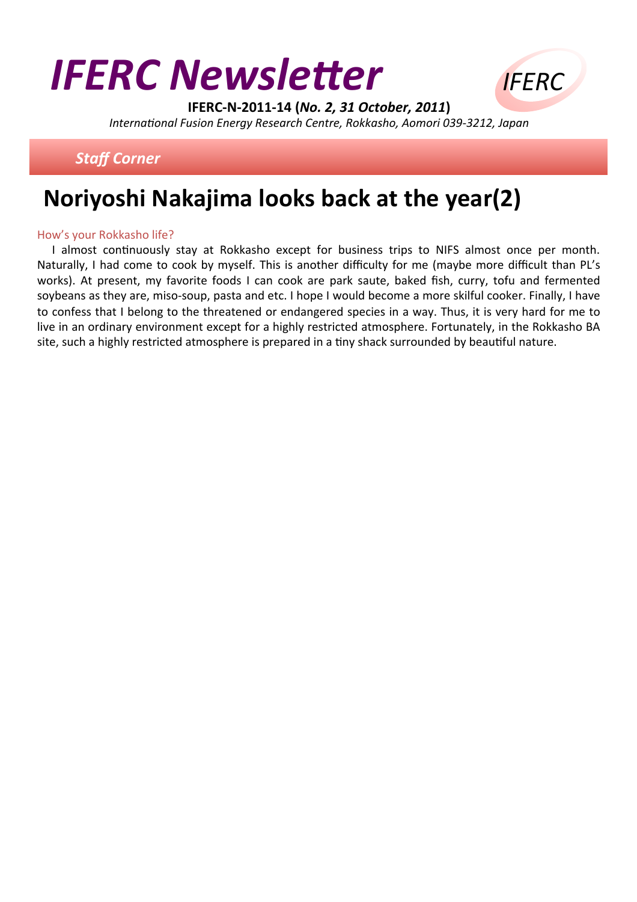# IFERC Newsletter

**IFERC-N-2011-14 (*No. 2, 31 October, 2011*)**

*International Fusion Energy Research Centre, Rokkasho, Aomori 039-3212, Japan*

## *Staff Corner*

# Noriyoshi Nakajima looks back at the year(2)

### How's your Rokkasho life?

I almost continuously stay at Rokkasho except for business trips to NIFS almost once per month. Naturally, I had come to cook by myself. This is another difficulty for me (maybe more difficult than PL's works). At present, my favorite foods I can cook are park saute, baked fish, curry, tofu and fermented soybeans as they are, miso-soup, pasta and etc. I hope I would become a more skilful cooker. Finally, I have to confess that I belong to the threatened or endangered species in a way. Thus, it is very hard for me to live in an ordinary environment except for a highly restricted atmosphere. Fortunately, in the Rokkasho BA site, such a highly restricted atmosphere is prepared in a tiny shack surrounded by beautiful nature.